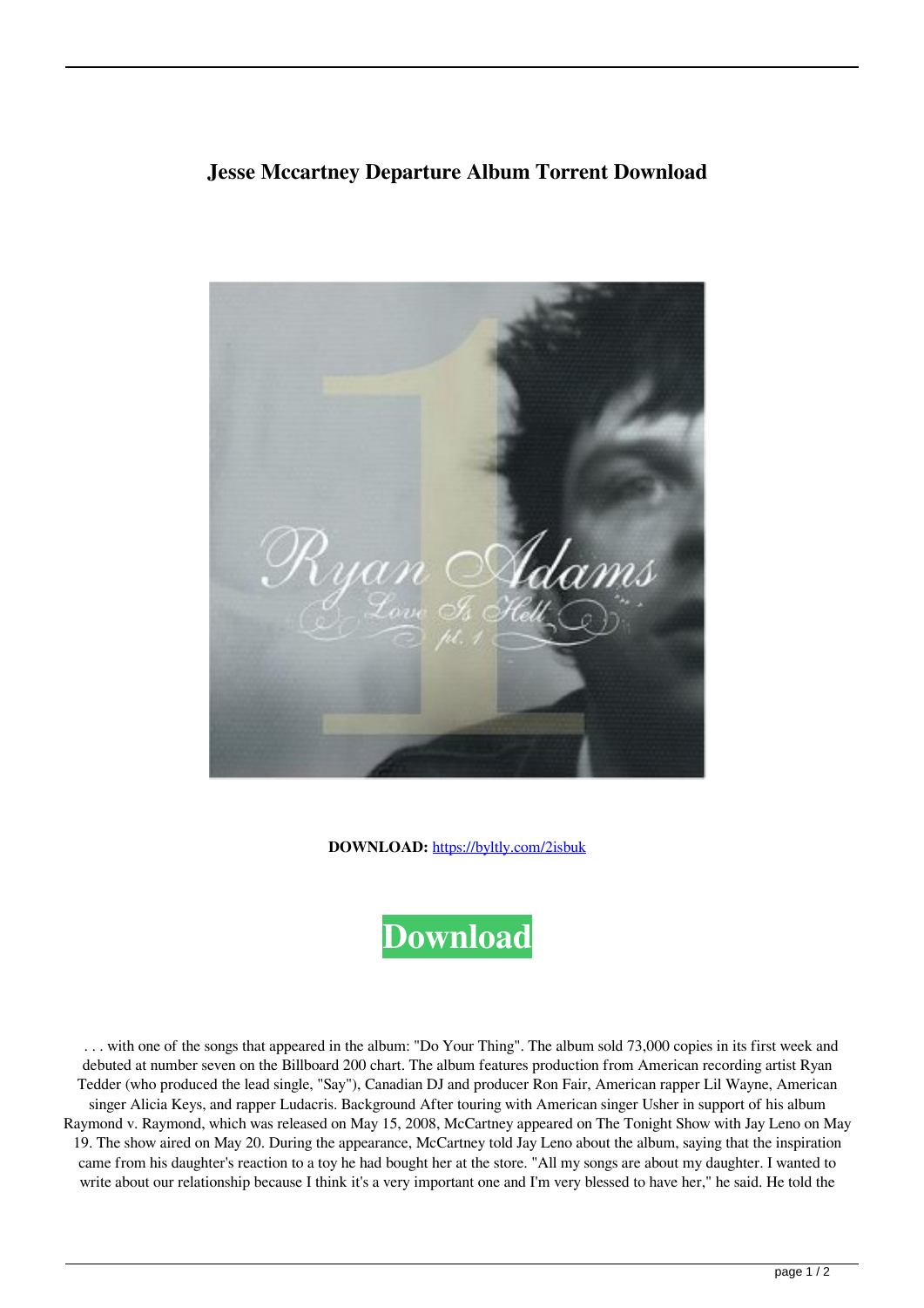# Jesse Mccartney Departure Album Torrent Download

**DOWNLOAD:** https://byltly.com/2isbuk

**Download**

. . . with one of the songs that appeared in the album: "Do Your Thing". The album sold 73,000 copies in its first week and debuted at number seven on the Billboard 200 chart. The album features production from American recording artist Ryan Tedder (who produced the lead single, "Say"), Canadian DJ and producer Ron Fair, American rapper Lil Wayne, American singer Alicia Keys, and rapper Ludacris. Background After touring with American singer Usher in support of his album Raymond v. Raymond, which was released on May 15, 2008, McCartney appeared on The Tonight Show with Jay Leno on May 19. The show aired on May 20. During the appearance, McCartney told Jay Leno about the album, saying that the inspiration came from his daughter's reaction to a toy he had bought her at the store. "All my songs are about my daughter. I wanted to write about our relationship because I think it's a very important one and I'm very blessed to have her," he said. He told the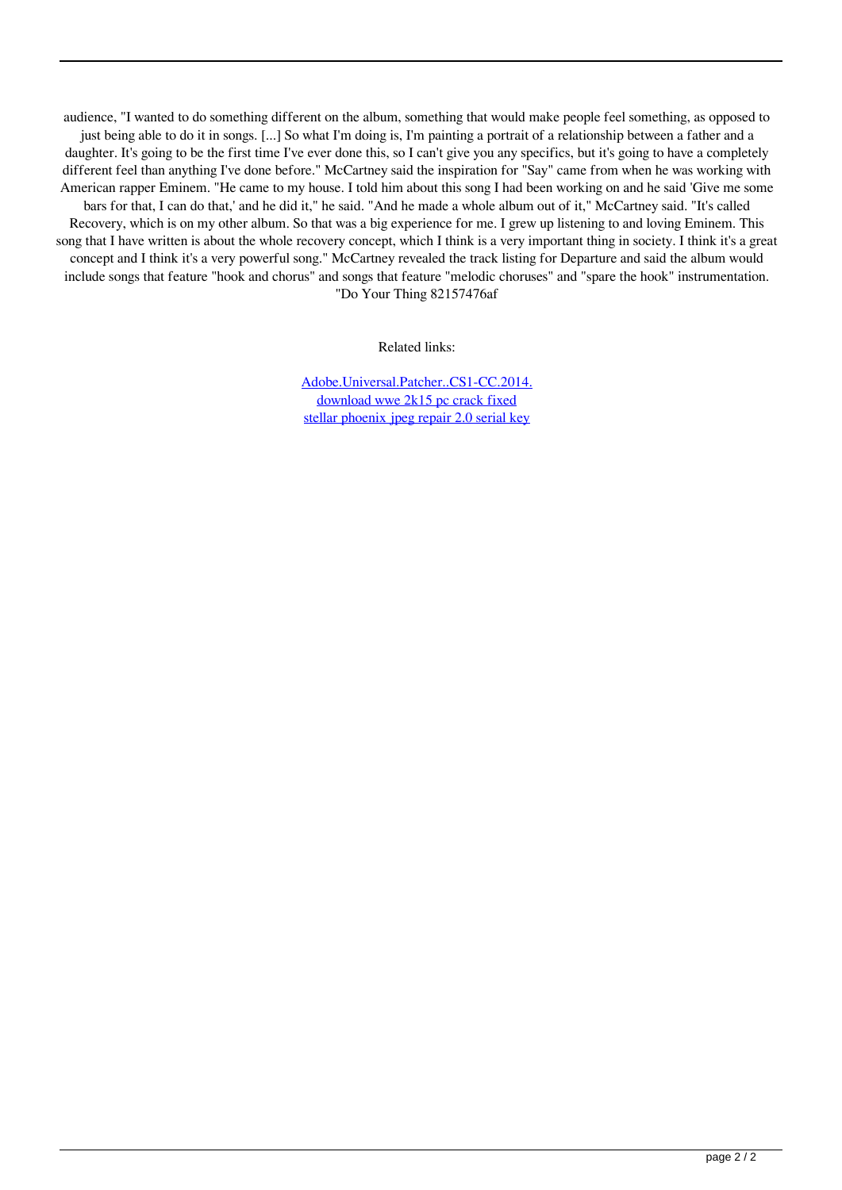audience, "I wanted to do something different on the album, something that would make people feel something, as opposed to just being able to do it in songs. [...] So what I'm doing is, I'm painting a portrait of a relationship between a father and a daughter. It's going to be the first time I've ever done this, so I can't give you any specifics, but it's going to have a completely different feel than anything I've done before." McCartney said the inspiration for "Say" came from when he was working with American rapper Eminem. "He came to my house. I told him about this song I had been working on and he said 'Give me some bars for that, I can do that,' and he did it," he said. "And he made a whole album out of it," McCartney said. "It's called Recovery, which is on my other album. So that was a big experience for me. I grew up listening to and loving Eminem. This song that I have written is about the whole recovery concept, which I think is a very important thing in society. I think it's a great concept and I think it's a very powerful song." McCartney revealed the track listing for Departure and said the album would include songs that feature "hook and chorus" and songs that feature "melodic choruses" and "spare the hook" instrumentation. "Do Your Thing 82157476af

Related links:

Adobe.Universal.Patcher..CS1-CC.2014.
download wwe 2k15 pc crack fixed
stellar phoenix jpeg repair 2.0 serial key